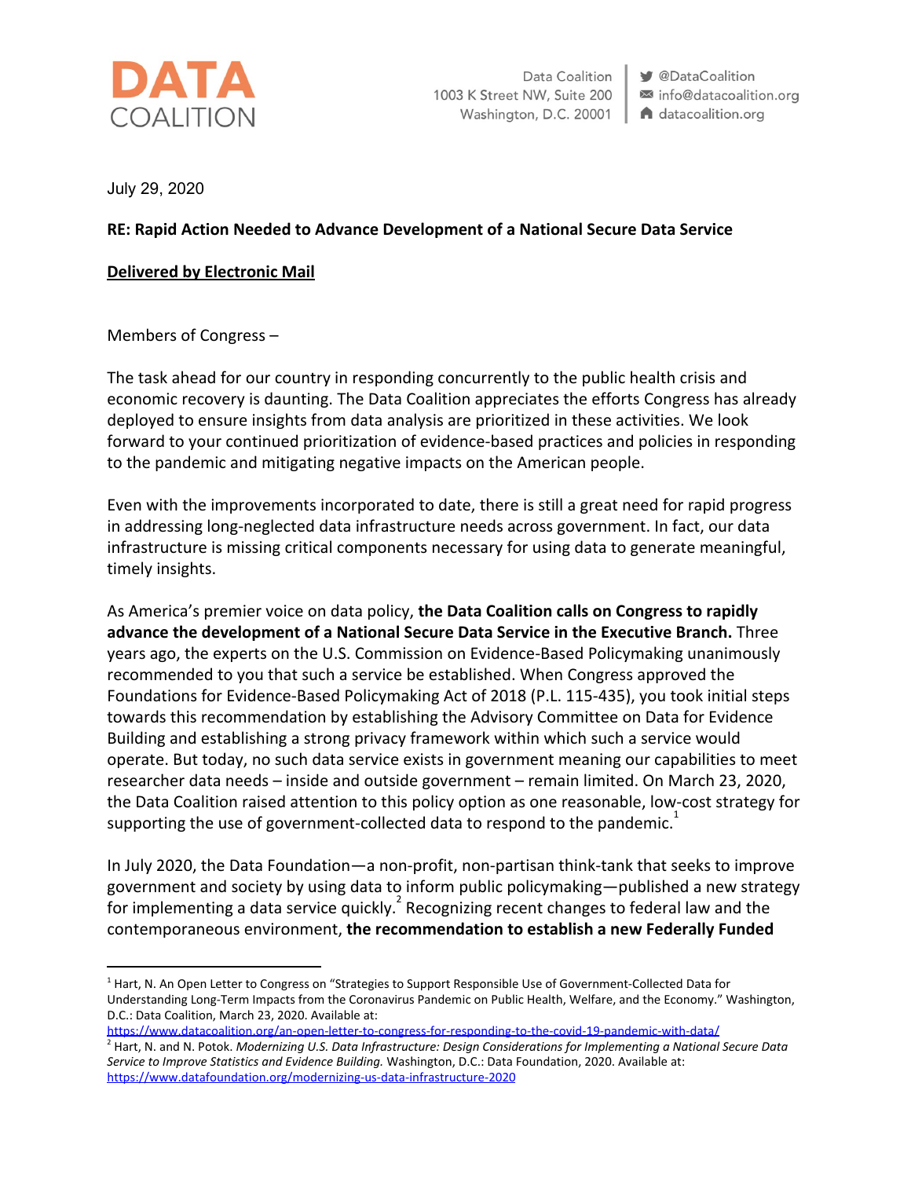**DATA COALITION**

Data Coalition
1003 K Street NW, Suite 200
Washington, D.C. 20001

@DataCoalition
info@datacoalition.org
datacoalition.org

July 29, 2020

**RE: Rapid Action Needed to Advance Development of a National Secure Data Service**

**Delivered by Electronic Mail**

Members of Congress –

The task ahead for our country in responding concurrently to the public health crisis and economic recovery is daunting. The Data Coalition appreciates the efforts Congress has already deployed to ensure insights from data analysis are prioritized in these activities. We look forward to your continued prioritization of evidence-based practices and policies in responding to the pandemic and mitigating negative impacts on the American people.

Even with the improvements incorporated to date, there is still a great need for rapid progress in addressing long-neglected data infrastructure needs across government. In fact, our data infrastructure is missing critical components necessary for using data to generate meaningful, timely insights.

As America's premier voice on data policy, **the Data Coalition calls on Congress to rapidly advance the development of a National Secure Data Service in the Executive Branch.** Three years ago, the experts on the U.S. Commission on Evidence-Based Policymaking unanimously recommended to you that such a service be established. When Congress approved the Foundations for Evidence-Based Policymaking Act of 2018 (P.L. 115-435), you took initial steps towards this recommendation by establishing the Advisory Committee on Data for Evidence Building and establishing a strong privacy framework within which such a service would operate. But today, no such data service exists in government meaning our capabilities to meet researcher data needs – inside and outside government – remain limited. On March 23, 2020, the Data Coalition raised attention to this policy option as one reasonable, low-cost strategy for supporting the use of government-collected data to respond to the pandemic.[1]

In July 2020, the Data Foundation—a non-profit, non-partisan think-tank that seeks to improve government and society by using data to inform public policymaking—published a new strategy for implementing a data service quickly.[2] Recognizing recent changes to federal law and the contemporaneous environment, **the recommendation to establish a new Federally Funded**

---

[1] Hart, N. An Open Letter to Congress on "Strategies to Support Responsible Use of Government-Collected Data for Understanding Long-Term Impacts from the Coronavirus Pandemic on Public Health, Welfare, and the Economy." Washington, D.C.: Data Coalition, March 23, 2020. Available at: https://www.datacoalition.org/an-open-letter-to-congress-for-responding-to-the-covid-19-pandemic-with-data/

[2] Hart, N. and N. Potok. *Modernizing U.S. Data Infrastructure: Design Considerations for Implementing a National Secure Data Service to Improve Statistics and Evidence Building.* Washington, D.C.: Data Foundation, 2020. Available at: https://www.datafoundation.org/modernizing-us-data-infrastructure-2020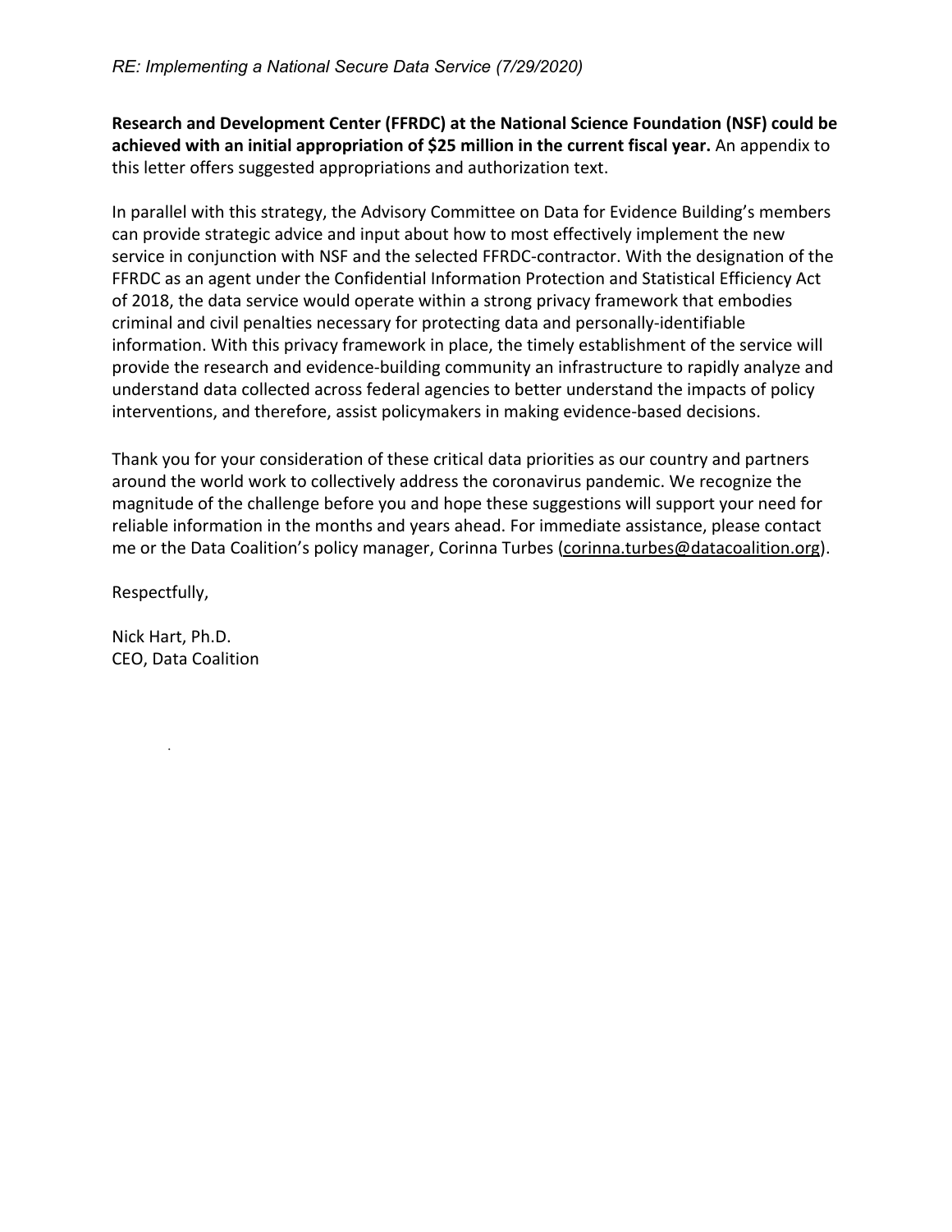**Research and Development Center (FFRDC) at the National Science Foundation (NSF) could be achieved with an initial appropriation of $25 million in the current fiscal year.** An appendix to this letter offers suggested appropriations and authorization text.

In parallel with this strategy, the Advisory Committee on Data for Evidence Building's members can provide strategic advice and input about how to most effectively implement the new service in conjunction with NSF and the selected FFRDC-contractor. With the designation of the FFRDC as an agent under the Confidential Information Protection and Statistical Efficiency Act of 2018, the data service would operate within a strong privacy framework that embodies criminal and civil penalties necessary for protecting data and personally-identifiable information. With this privacy framework in place, the timely establishment of the service will provide the research and evidence-building community an infrastructure to rapidly analyze and understand data collected across federal agencies to better understand the impacts of policy interventions, and therefore, assist policymakers in making evidence-based decisions.

Thank you for your consideration of these critical data priorities as our country and partners around the world work to collectively address the coronavirus pandemic. We recognize the magnitude of the challenge before you and hope these suggestions will support your need for reliable information in the months and years ahead. For immediate assistance, please contact me or the Data Coalition's policy manager, Corinna Turbes (corinna.turbes@datacoalition.org).

Respectfully,

Nick Hart, Ph.D.
CEO, Data Coalition